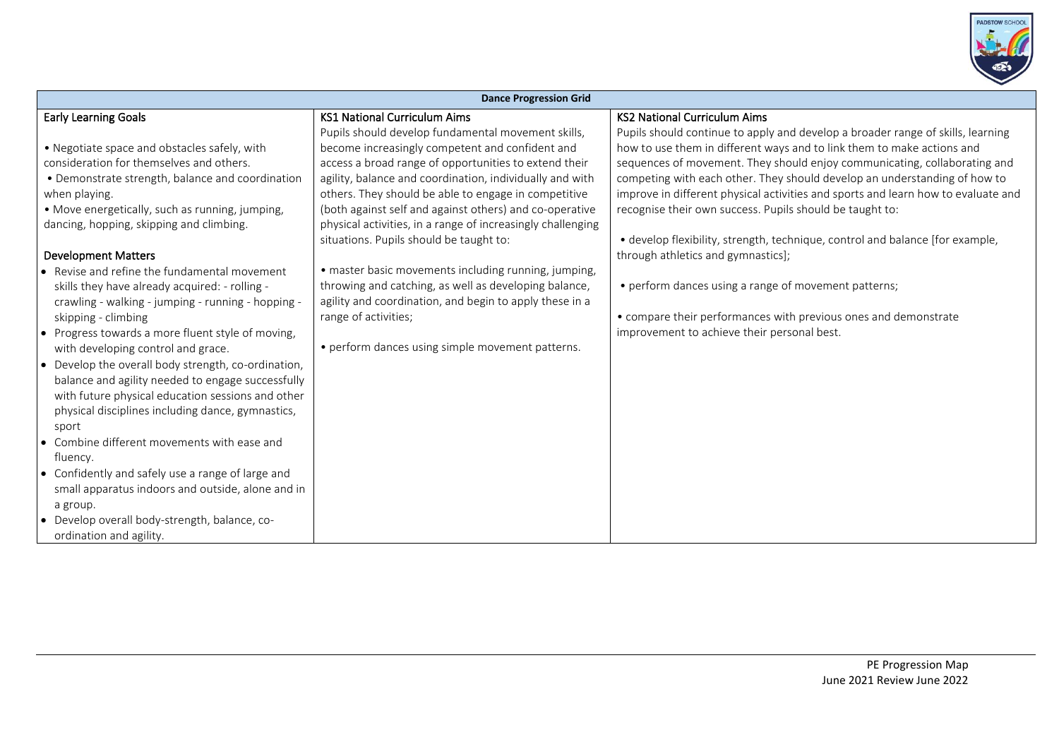| Dance Progression Grid | | |
|---|---|---|
| **Early Learning Goals**<br><br>• Negotiate space and obstacles safely, with consideration for themselves and others.<br>• Demonstrate strength, balance and coordination when playing.<br>• Move energetically, such as running, jumping, dancing, hopping, skipping and climbing.<br><br>**Development Matters**<br>• Revise and refine the fundamental movement skills they have already acquired: - rolling - crawling - walking - jumping - running - hopping - skipping - climbing<br>• Progress towards a more fluent style of moving, with developing control and grace.<br>• Develop the overall body strength, co-ordination, balance and agility needed to engage successfully with future physical education sessions and other physical disciplines including dance, gymnastics, sport<br>• Combine different movements with ease and fluency.<br>• Confidently and safely use a range of large and small apparatus indoors and outside, alone and in a group.<br>• Develop overall body-strength, balance, co-ordination and agility. | **KS1 National Curriculum Aims**<br>Pupils should develop fundamental movement skills, become increasingly competent and confident and access a broad range of opportunities to extend their agility, balance and coordination, individually and with others. They should be able to engage in competitive (both against self and against others) and co-operative physical activities, in a range of increasingly challenging situations. Pupils should be taught to:<br><br>• master basic movements including running, jumping, throwing and catching, as well as developing balance, agility and coordination, and begin to apply these in a range of activities;<br><br>• perform dances using simple movement patterns. | **KS2 National Curriculum Aims**<br>Pupils should continue to apply and develop a broader range of skills, learning how to use them in different ways and to link them to make actions and sequences of movement. They should enjoy communicating, collaborating and competing with each other. They should develop an understanding of how to improve in different physical activities and sports and learn how to evaluate and recognise their own success. Pupils should be taught to:<br><br>• develop flexibility, strength, technique, control and balance [for example, through athletics and gymnastics];<br><br>• perform dances using a range of movement patterns;<br><br>• compare their performances with previous ones and demonstrate improvement to achieve their personal best. |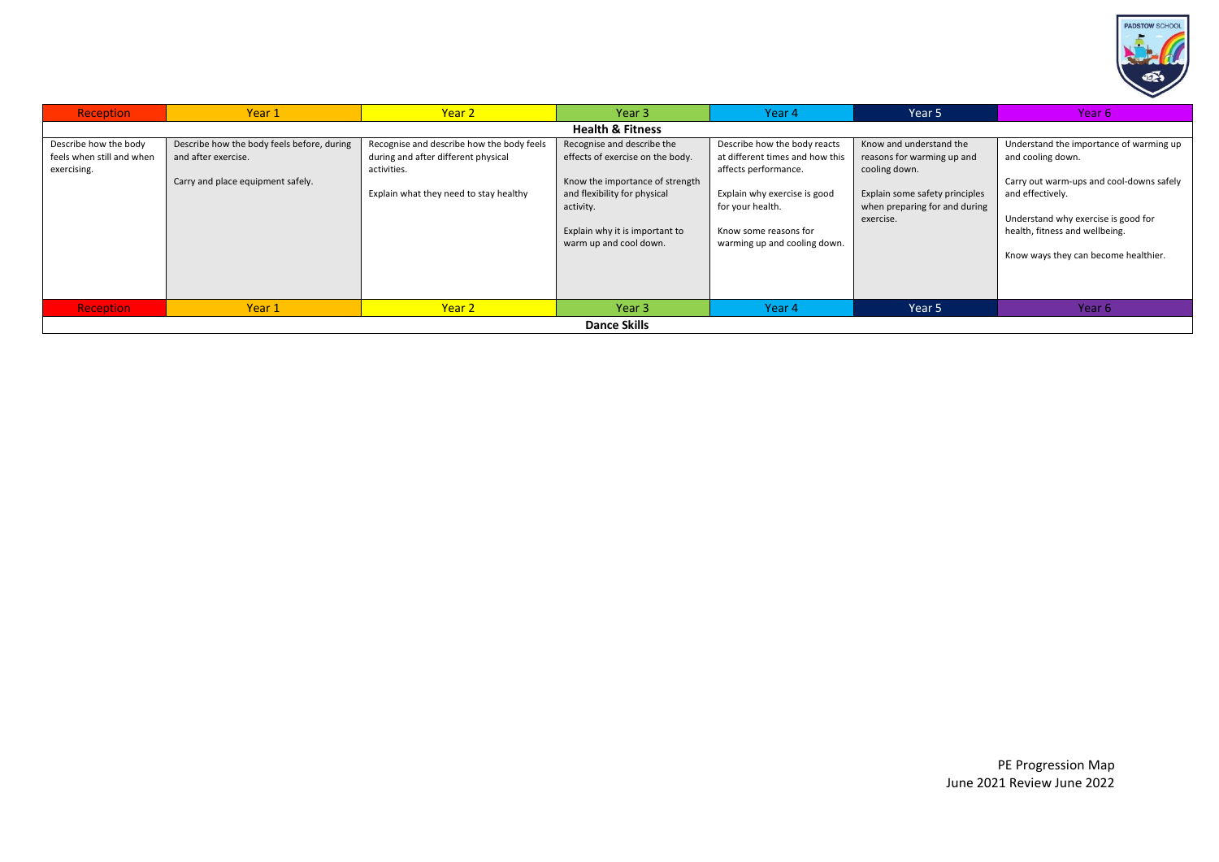| Reception | Year 1 | Year 2 | Year 3 | Year 4 | Year 5 | Year 6 |
|---|---|---|---|---|---|---|
| **Health & Fitness** | | | | | | |
| Describe how the body feels when still and when exercising. | Describe how the body feels before, during and after exercise.<br><br>Carry and place equipment safely. | Recognise and describe how the body feels during and after different physical activities.<br><br>Explain what they need to stay healthy | Recognise and describe the effects of exercise on the body.<br><br>Know the importance of strength and flexibility for physical activity.<br><br>Explain why it is important to warm up and cool down. | Describe how the body reacts at different times and how this affects performance.<br><br>Explain why exercise is good for your health.<br><br>Know some reasons for warming up and cooling down. | Know and understand the reasons for warming up and cooling down.<br><br>Explain some safety principles when preparing for and during exercise. | Understand the importance of warming up and cooling down.<br><br>Carry out warm-ups and cool-downs safely and effectively.<br><br>Understand why exercise is good for health, fitness and wellbeing.<br><br>Know ways they can become healthier. |
| Reception | Year 1 | Year 2 | Year 3 | Year 4 | Year 5 | Year 6 |
| **Dance Skills** | | | | | | |

PE Progression Map
June 2021 Review June 2022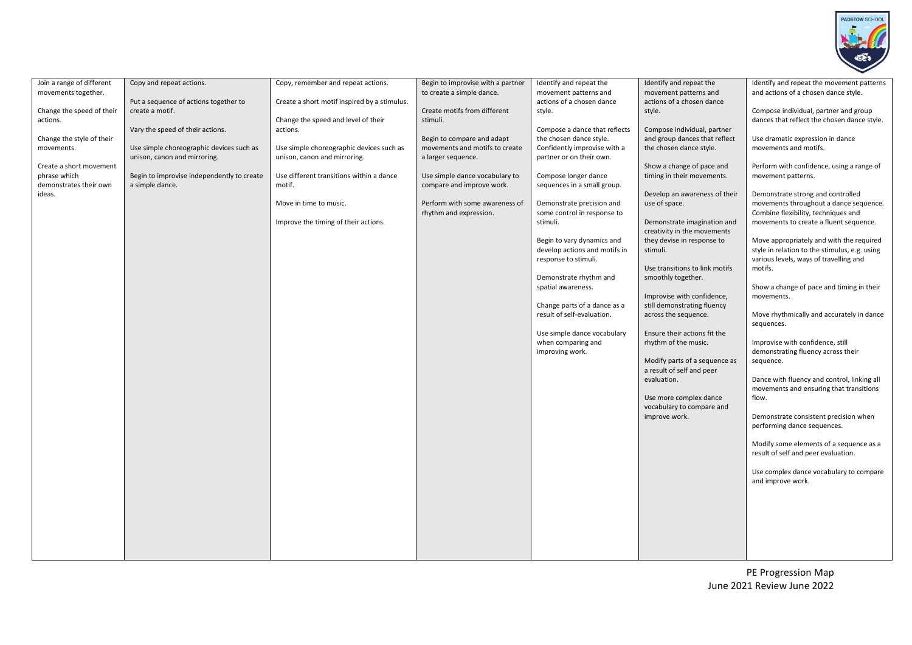| | | | | | | |
|---|---|---|---|---|---|---|
| Join a range of different movements together.<br><br>Change the speed of their actions.<br><br>Change the style of their movements.<br><br>Create a short movement phrase which demonstrates their own ideas. | Copy and repeat actions.<br><br>Put a sequence of actions together to create a motif.<br><br>Vary the speed of their actions.<br><br>Use simple choreographic devices such as unison, canon and mirroring.<br><br>Begin to improvise independently to create a simple dance. | Copy, remember and repeat actions.<br><br>Create a short motif inspired by a stimulus.<br><br>Change the speed and level of their actions.<br><br>Use simple choreographic devices such as unison, canon and mirroring.<br><br>Use different transitions within a dance motif.<br><br>Move in time to music.<br><br>Improve the timing of their actions. | Begin to improvise with a partner to create a simple dance.<br><br>Create motifs from different stimuli.<br><br>Begin to compare and adapt movements and motifs to create a larger sequence.<br><br>Use simple dance vocabulary to compare and improve work.<br><br>Perform with some awareness of rhythm and expression. | Identify and repeat the movement patterns and actions of a chosen dance style.<br><br>Compose a dance that reflects the chosen dance style. Confidently improvise with a partner or on their own.<br><br>Compose longer dance sequences in a small group.<br><br>Demonstrate precision and some control in response to stimuli.<br><br>Begin to vary dynamics and develop actions and motifs in response to stimuli.<br><br>Demonstrate rhythm and spatial awareness.<br><br>Change parts of a dance as a result of self-evaluation.<br><br>Use simple dance vocabulary when comparing and improving work. | Identify and repeat the movement patterns and actions of a chosen dance style.<br><br>Compose individual, partner and group dances that reflect the chosen dance style.<br><br>Show a change of pace and timing in their movements.<br><br>Develop an awareness of their use of space.<br><br>Demonstrate imagination and creativity in the movements they devise in response to stimuli.<br><br>Use transitions to link motifs smoothly together.<br><br>Improvise with confidence, still demonstrating fluency across the sequence.<br><br>Ensure their actions fit the rhythm of the music.<br><br>Modify parts of a sequence as a result of self and peer evaluation.<br><br>Use more complex dance vocabulary to compare and improve work. | Identify and repeat the movement patterns and actions of a chosen dance style.<br><br>Compose individual, partner and group dances that reflect the chosen dance style.<br><br>Use dramatic expression in dance movements and motifs.<br><br>Perform with confidence, using a range of movement patterns.<br><br>Demonstrate strong and controlled movements throughout a dance sequence. Combine flexibility, techniques and movements to create a fluent sequence.<br><br>Move appropriately and with the required style in relation to the stimulus, e.g. using various levels, ways of travelling and motifs.<br><br>Show a change of pace and timing in their movements.<br><br>Move rhythmically and accurately in dance sequences.<br><br>Improvise with confidence, still demonstrating fluency across their sequence.<br><br>Dance with fluency and control, linking all movements and ensuring that transitions flow.<br><br>Demonstrate consistent precision when performing dance sequences.<br><br>Modify some elements of a sequence as a result of self and peer evaluation.<br><br>Use complex dance vocabulary to compare and improve work. |

PE Progression Map
June 2021 Review June 2022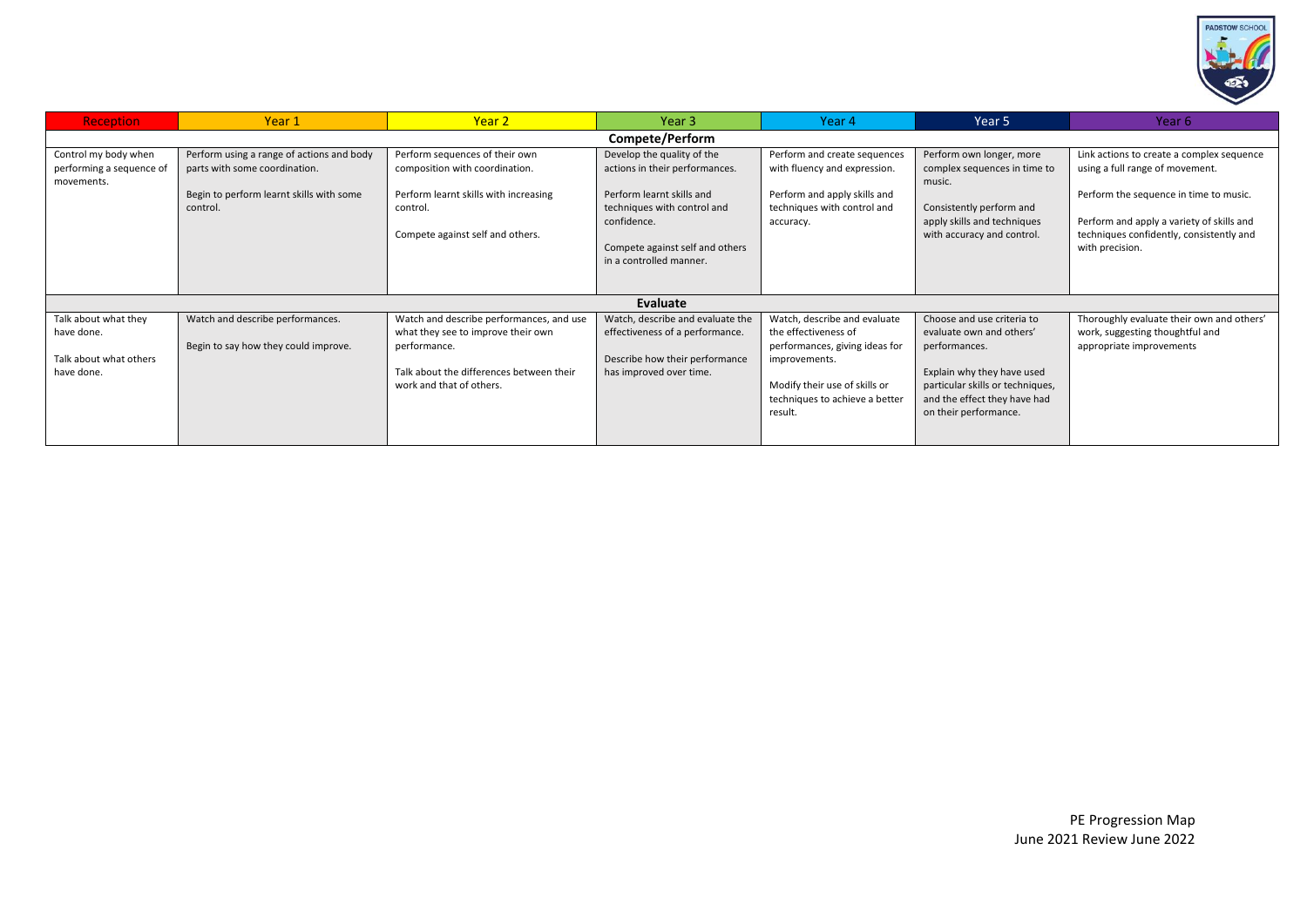| Reception | Year 1 | Year 2 | Year 3 | Year 4 | Year 5 | Year 6 |
|---|---|---|---|---|---|---|
| **Compete/Perform** | | | | | | |
| Control my body when performing a sequence of movements. | Perform using a range of actions and body parts with some coordination.<br><br>Begin to perform learnt skills with some control. | Perform sequences of their own composition with coordination.<br><br>Perform learnt skills with increasing control.<br><br>Compete against self and others. | Develop the quality of the actions in their performances.<br><br>Perform learnt skills and techniques with control and confidence.<br><br>Compete against self and others in a controlled manner. | Perform and create sequences with fluency and expression.<br><br>Perform and apply skills and techniques with control and accuracy. | Perform own longer, more complex sequences in time to music.<br><br>Consistently perform and apply skills and techniques with accuracy and control. | Link actions to create a complex sequence using a full range of movement.<br><br>Perform the sequence in time to music.<br><br>Perform and apply a variety of skills and techniques confidently, consistently and with precision. |
| **Evaluate** | | | | | | |
| Talk about what they have done.<br><br>Talk about what others have done. | Watch and describe performances.<br><br>Begin to say how they could improve. | Watch and describe performances, and use what they see to improve their own performance.<br><br>Talk about the differences between their work and that of others. | Watch, describe and evaluate the effectiveness of a performance.<br><br>Describe how their performance has improved over time. | Watch, describe and evaluate the effectiveness of performances, giving ideas for improvements.<br><br>Modify their use of skills or techniques to achieve a better result. | Choose and use criteria to evaluate own and others' performances.<br><br>Explain why they have used particular skills or techniques, and the effect they have had on their performance. | Thoroughly evaluate their own and others' work, suggesting thoughtful and appropriate improvements |

PE Progression Map
June 2021 Review June 2022